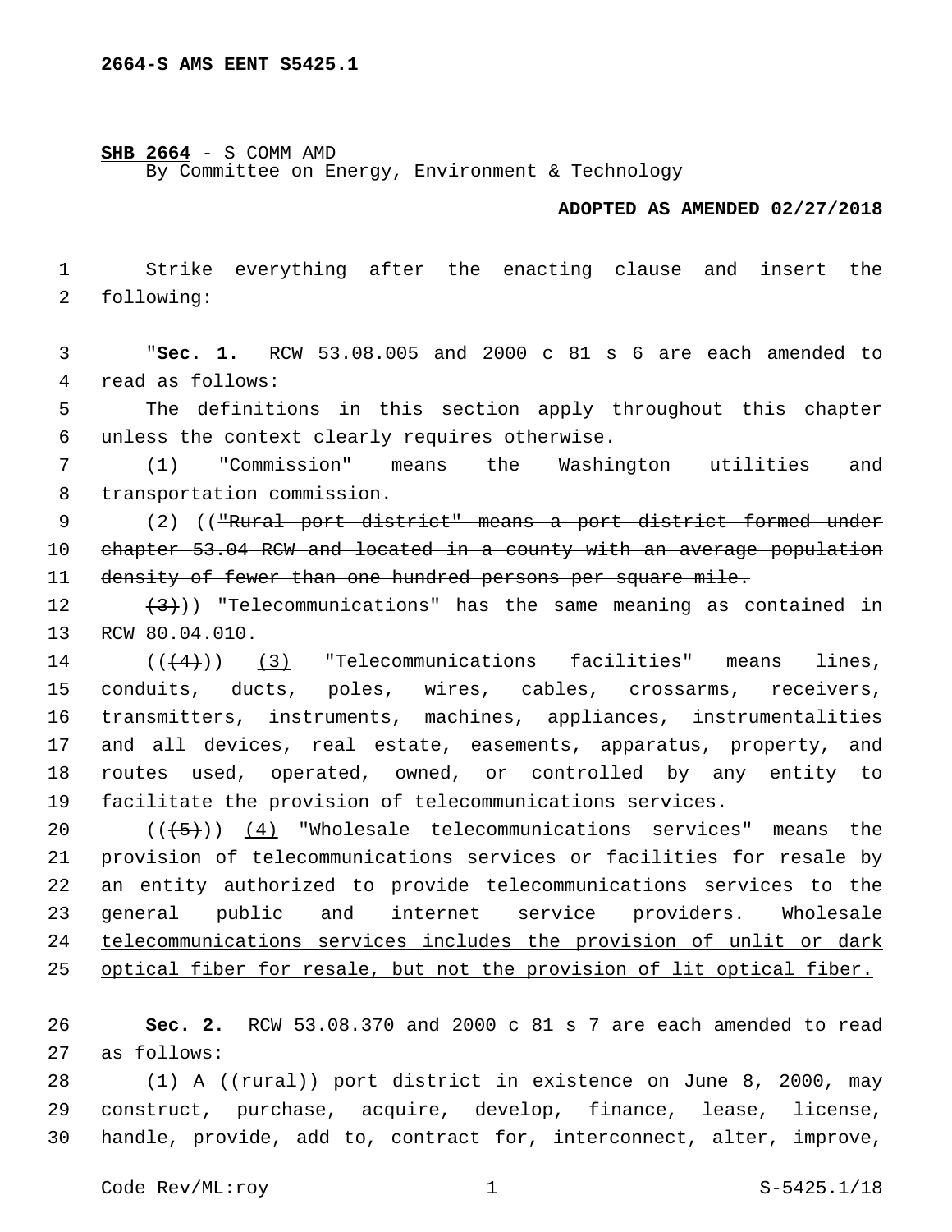2664-S AMS EENT S5425.1

**SHB 2664** - S COMM AMD
By Committee on Energy, Environment & Technology

**ADOPTED AS AMENDED 02/27/2018**

Strike everything after the enacting clause and insert the following:

"**Sec. 1.** RCW 53.08.005 and 2000 c 81 s 6 are each amended to read as follows:

The definitions in this section apply throughout this chapter unless the context clearly requires otherwise.

(1) "Commission" means the Washington utilities and transportation commission.

(2) ((~~"Rural port district" means a port district formed under chapter 53.04 RCW and located in a county with an average population density of fewer than one hundred persons per square mile.~~

~~(3)~~)) "Telecommunications" has the same meaning as contained in RCW 80.04.010.

((~~(4)~~)) (3) "Telecommunications facilities" means lines, conduits, ducts, poles, wires, cables, crossarms, receivers, transmitters, instruments, machines, appliances, instrumentalities and all devices, real estate, easements, apparatus, property, and routes used, operated, owned, or controlled by any entity to facilitate the provision of telecommunications services.

((~~(5)~~)) (4) "Wholesale telecommunications services" means the provision of telecommunications services or facilities for resale by an entity authorized to provide telecommunications services to the general public and internet service providers. Wholesale telecommunications services includes the provision of unlit or dark optical fiber for resale, but not the provision of lit optical fiber.

**Sec. 2.** RCW 53.08.370 and 2000 c 81 s 7 are each amended to read as follows:

(1) A ((~~rural~~)) port district in existence on June 8, 2000, may construct, purchase, acquire, develop, finance, lease, license, handle, provide, add to, contract for, interconnect, alter, improve,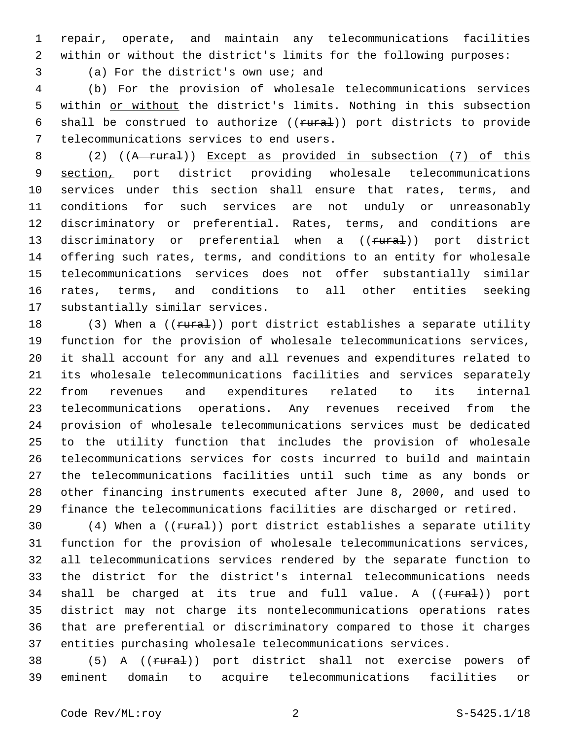repair, operate, and maintain any telecommunications facilities within or without the district's limits for the following purposes:

(a) For the district's own use; and

(b) For the provision of wholesale telecommunications services within or without the district's limits. Nothing in this subsection shall be construed to authorize ((rural)) port districts to provide telecommunications services to end users.

(2) ((A rural)) Except as provided in subsection (7) of this section, port district providing wholesale telecommunications services under this section shall ensure that rates, terms, and conditions for such services are not unduly or unreasonably discriminatory or preferential. Rates, terms, and conditions are discriminatory or preferential when a ((rural)) port district offering such rates, terms, and conditions to an entity for wholesale telecommunications services does not offer substantially similar rates, terms, and conditions to all other entities seeking substantially similar services.

(3) When a ((rural)) port district establishes a separate utility function for the provision of wholesale telecommunications services, it shall account for any and all revenues and expenditures related to its wholesale telecommunications facilities and services separately from revenues and expenditures related to its internal telecommunications operations. Any revenues received from the provision of wholesale telecommunications services must be dedicated to the utility function that includes the provision of wholesale telecommunications services for costs incurred to build and maintain the telecommunications facilities until such time as any bonds or other financing instruments executed after June 8, 2000, and used to finance the telecommunications facilities are discharged or retired.

(4) When a ((rural)) port district establishes a separate utility function for the provision of wholesale telecommunications services, all telecommunications services rendered by the separate function to the district for the district's internal telecommunications needs shall be charged at its true and full value. A ((rural)) port district may not charge its nontelecommunications operations rates that are preferential or discriminatory compared to those it charges entities purchasing wholesale telecommunications services.

(5) A ((rural)) port district shall not exercise powers of eminent domain to acquire telecommunications facilities or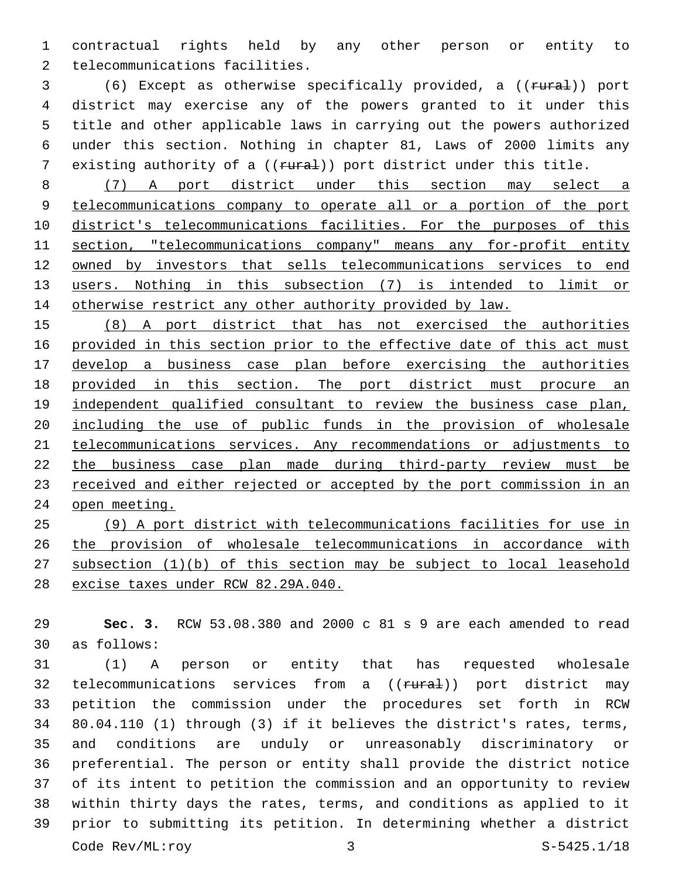contractual rights held by any other person or entity to telecommunications facilities.

(6) Except as otherwise specifically provided, a ((~~rural~~)) port district may exercise any of the powers granted to it under this title and other applicable laws in carrying out the powers authorized under this section. Nothing in chapter 81, Laws of 2000 limits any existing authority of a ((~~rural~~)) port district under this title.

<u>(7) A port district under this section may select a telecommunications company to operate all or a portion of the port district's telecommunications facilities. For the purposes of this section, "telecommunications company" means any for-profit entity owned by investors that sells telecommunications services to end users. Nothing in this subsection (7) is intended to limit or otherwise restrict any other authority provided by law.</u>

<u>(8) A port district that has not exercised the authorities provided in this section prior to the effective date of this act must develop a business case plan before exercising the authorities provided in this section. The port district must procure an independent qualified consultant to review the business case plan, including the use of public funds in the provision of wholesale telecommunications services. Any recommendations or adjustments to the business case plan made during third-party review must be received and either rejected or accepted by the port commission in an open meeting.</u>

<u>(9) A port district with telecommunications facilities for use in the provision of wholesale telecommunications in accordance with subsection (1)(b) of this section may be subject to local leasehold excise taxes under RCW 82.29A.040.</u>

**Sec. 3.** RCW 53.08.380 and 2000 c 81 s 9 are each amended to read as follows:

(1) A person or entity that has requested wholesale telecommunications services from a ((~~rural~~)) port district may petition the commission under the procedures set forth in RCW 80.04.110 (1) through (3) if it believes the district's rates, terms, and conditions are unduly or unreasonably discriminatory or preferential. The person or entity shall provide the district notice of its intent to petition the commission and an opportunity to review within thirty days the rates, terms, and conditions as applied to it prior to submitting its petition. In determining whether a district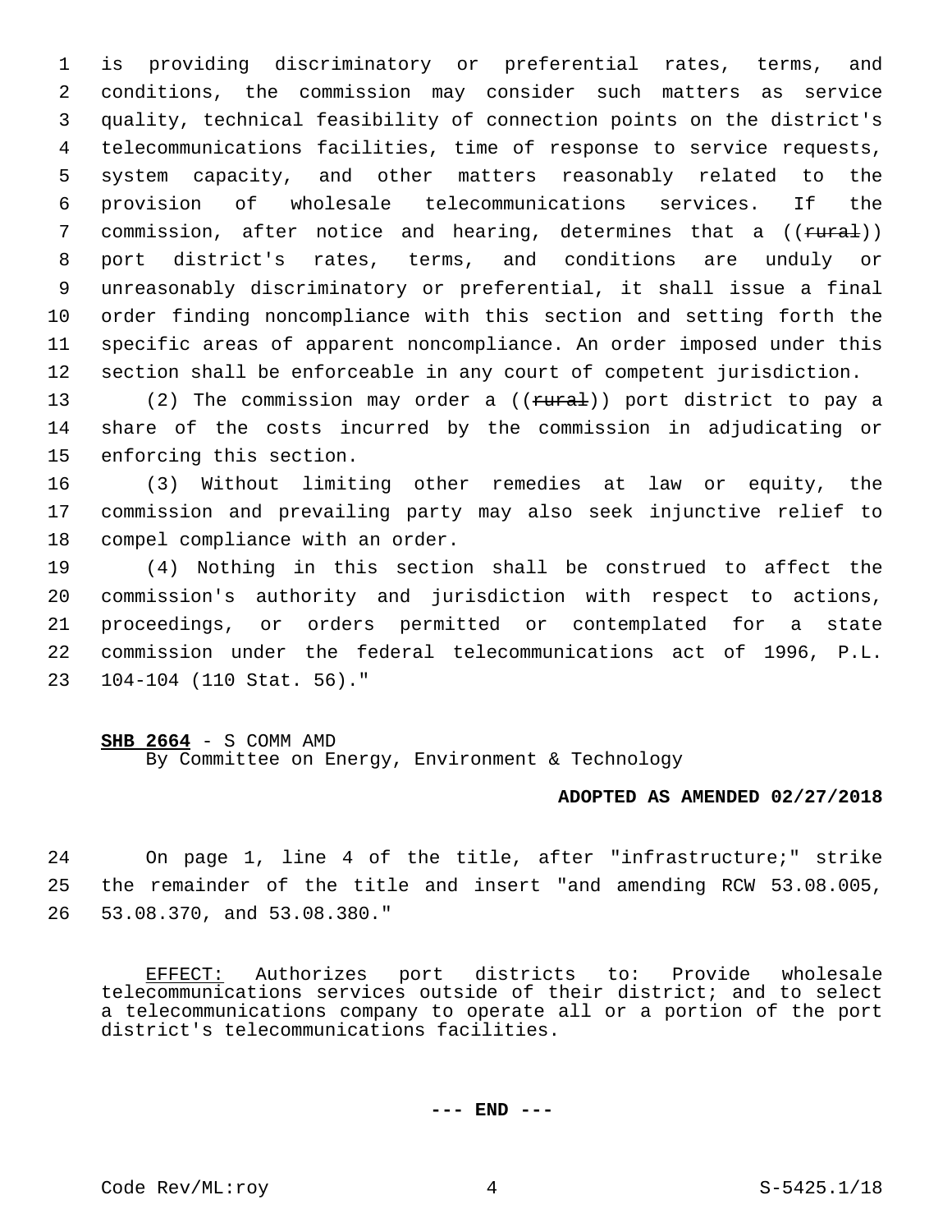is providing discriminatory or preferential rates, terms, and conditions, the commission may consider such matters as service quality, technical feasibility of connection points on the district's telecommunications facilities, time of response to service requests, system capacity, and other matters reasonably related to the provision of wholesale telecommunications services. If the commission, after notice and hearing, determines that a ((~~rural~~)) port district's rates, terms, and conditions are unduly or unreasonably discriminatory or preferential, it shall issue a final order finding noncompliance with this section and setting forth the specific areas of apparent noncompliance. An order imposed under this section shall be enforceable in any court of competent jurisdiction.

(2) The commission may order a ((~~rural~~)) port district to pay a share of the costs incurred by the commission in adjudicating or enforcing this section.

(3) Without limiting other remedies at law or equity, the commission and prevailing party may also seek injunctive relief to compel compliance with an order.

(4) Nothing in this section shall be construed to affect the commission's authority and jurisdiction with respect to actions, proceedings, or orders permitted or contemplated for a state commission under the federal telecommunications act of 1996, P.L. 104-104 (110 Stat. 56)."

<u>**SHB 2664**</u> - S COMM AMD
By Committee on Energy, Environment & Technology

**ADOPTED AS AMENDED 02/27/2018**

On page 1, line 4 of the title, after "infrastructure;" strike the remainder of the title and insert "and amending RCW 53.08.005, 53.08.370, and 53.08.380."

<u>EFFECT:</u> Authorizes port districts to: Provide wholesale telecommunications services outside of their district; and to select a telecommunications company to operate all or a portion of the port district's telecommunications facilities.

**--- END ---**